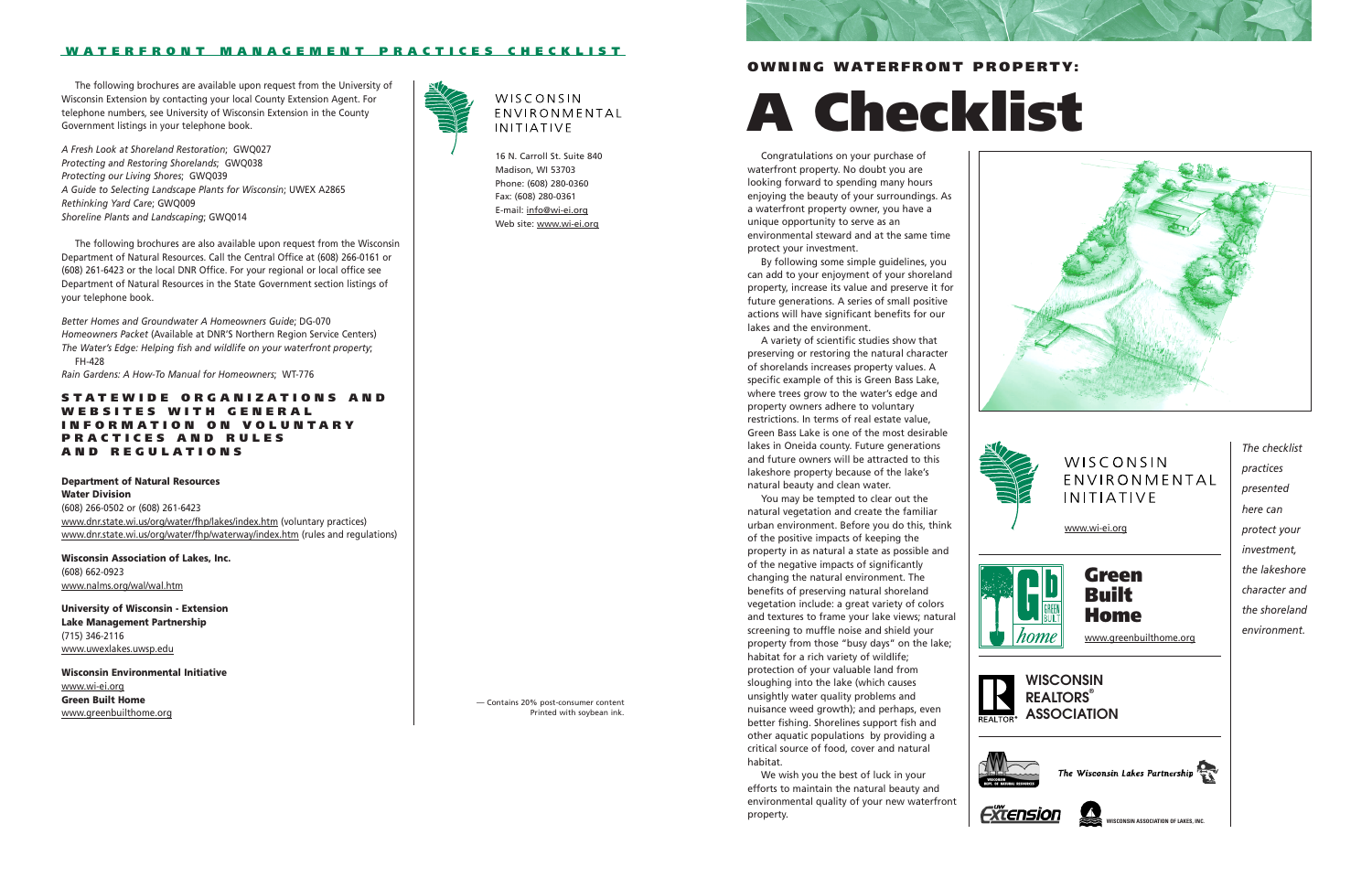## WATERFRONT MANAGEMENT PRACTICES CHECKLIST

The following brochures are available upon request from the University of Wisconsin Extension by contacting your local County Extension Agent. For telephone numbers, see University of Wisconsin Extension in the County Government listings in your telephone book.

*A Fresh Look at Shoreland Restoration*; GWQ027
*Protecting and Restoring Shorelands*; GWQ038
*Protecting our Living Shores*; GWQ039
*A Guide to Selecting Landscape Plants for Wisconsin*; UWEX A2865
*Rethinking Yard Care*; GWQ009
*Shoreline Plants and Landscaping*; GWQ014

The following brochures are also available upon request from the Wisconsin Department of Natural Resources. Call the Central Office at (608) 266-0161 or (608) 261-6423 or the local DNR Office. For your regional or local office see Department of Natural Resources in the State Government section listings of your telephone book.

*Better Homes and Groundwater A Homeowners Guide*; DG-070
*Homeowners Packet* (Available at DNR'S Northern Region Service Centers)
*The Water's Edge: Helping fish and wildlife on your waterfront property*; FH-428
*Rain Gardens: A How-To Manual for Homeowners*; WT-776

### STATEWIDE ORGANIZATIONS AND WEBSITES WITH GENERAL INFORMATION ON VOLUNTARY PRACTICES AND RULES AND REGULATIONS

**Department of Natural Resources**
**Water Division**
(608) 266-0502 or (608) 261-6423
www.dnr.state.wi.us/org/water/fhp/lakes/index.htm (voluntary practices)
www.dnr.state.wi.us/org/water/fhp/waterway/index.htm (rules and regulations)

**Wisconsin Association of Lakes, Inc.**
(608) 662-0923
www.nalms.org/wal/wal.htm

**University of Wisconsin - Extension**
**Lake Management Partnership**
(715) 346-2116
www.uwexlakes.uwsp.edu

**Wisconsin Environmental Initiative**
www.wi-ei.org
**Green Built Home**
www.greenbuilthome.org

WISCONSIN ENVIRONMENTAL INITIATIVE

16 N. Carroll St. Suite 840
Madison, WI 53703
Phone: (608) 280-0360
Fax: (608) 280-0361
E-mail: info@wi-ei.org
Web site: www.wi-ei.org

— Contains 20% post-consumer content
Printed with soybean ink.

## OWNING WATERFRONT PROPERTY:

# A Checklist

Congratulations on your purchase of waterfront property. No doubt you are looking forward to spending many hours enjoying the beauty of your surroundings. As a waterfront property owner, you have a unique opportunity to serve as an environmental steward and at the same time protect your investment.

By following some simple guidelines, you can add to your enjoyment of your shoreland property, increase its value and preserve it for future generations. A series of small positive actions will have significant benefits for our lakes and the environment.

A variety of scientific studies show that preserving or restoring the natural character of shorelands increases property values. A specific example of this is Green Bass Lake, where trees grow to the water's edge and property owners adhere to voluntary restrictions. In terms of real estate value, Green Bass Lake is one of the most desirable lakes in Oneida county. Future generations and future owners will be attracted to this lakeshore property because of the lake's natural beauty and clean water.

You may be tempted to clear out the natural vegetation and create the familiar urban environment. Before you do this, think of the positive impacts of keeping the property in as natural a state as possible and of the negative impacts of significantly changing the natural environment. The benefits of preserving natural shoreland vegetation include: a great variety of colors and textures to frame your lake views; natural screening to muffle noise and shield your property from those "busy days" on the lake; habitat for a rich variety of wildlife; protection of your valuable land from sloughing into the lake (which causes unsightly water quality problems and nuisance weed growth); and perhaps, even better fishing. Shorelines support fish and other aquatic populations by providing a critical source of food, cover and natural habitat.

We wish you the best of luck in your efforts to maintain the natural beauty and environmental quality of your new waterfront property.

*The checklist practices presented here can protect your investment, the lakeshore character and the shoreland environment.*

WISCONSIN ENVIRONMENTAL INITIATIVE
www.wi-ei.org

**Green Built Home**
www.greenbuilthome.org

WISCONSIN REALTORS® ASSOCIATION

The Wisconsin Lakes Partnership

UW Extension

WISCONSIN ASSOCIATION OF LAKES, INC.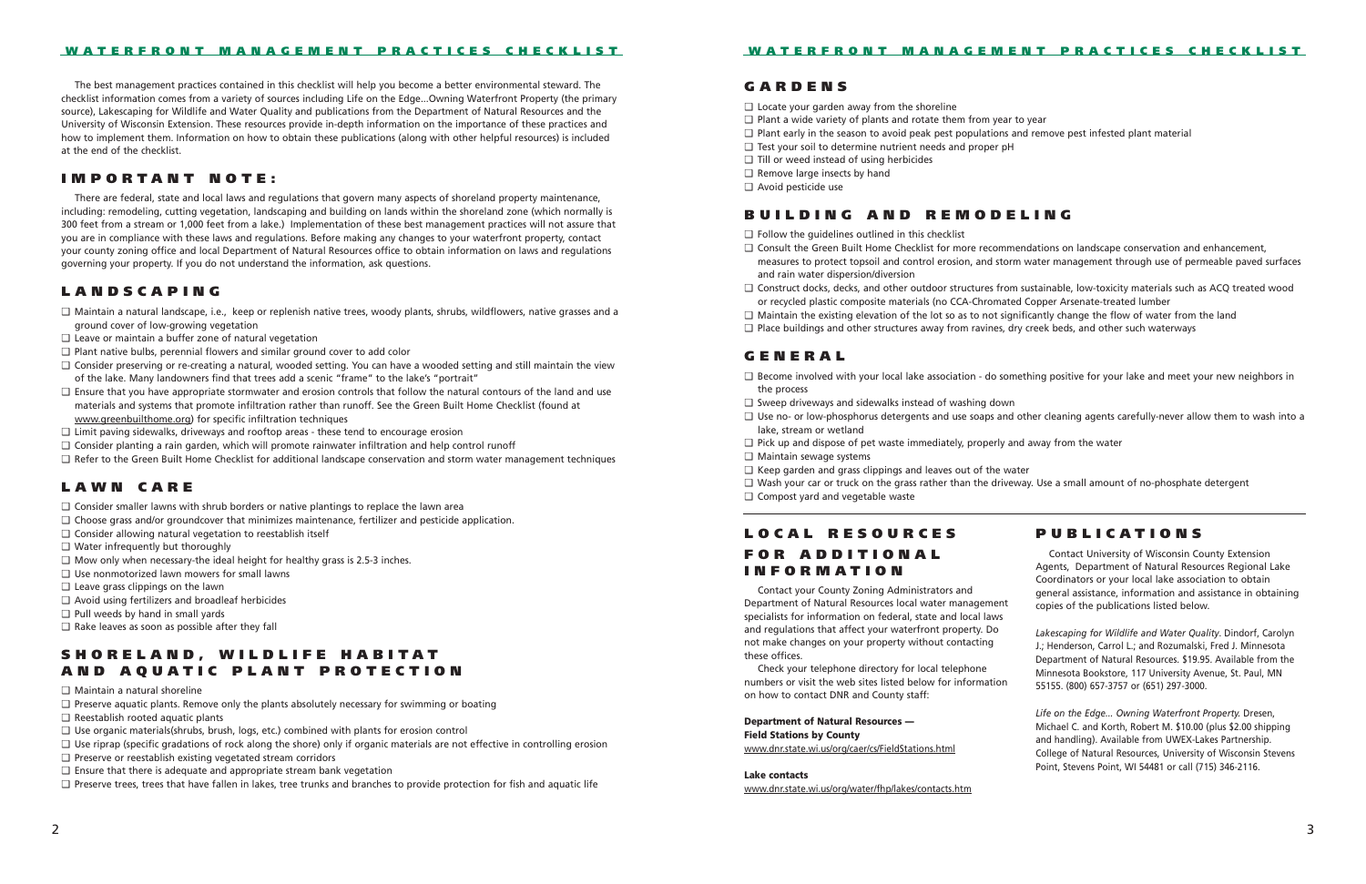The best management practices contained in this checklist will help you become a better environmental steward. The checklist information comes from a variety of sources including Life on the Edge...Owning Waterfront Property (the primary source), Lakescaping for Wildlife and Water Quality and publications from the Department of Natural Resources and the University of Wisconsin Extension. These resources provide in-depth information on the importance of these practices and how to implement them. Information on how to obtain these publications (along with other helpful resources) is included at the end of the checklist.

## IMPORTANT NOTE:

There are federal, state and local laws and regulations that govern many aspects of shoreland property maintenance, including: remodeling, cutting vegetation, landscaping and building on lands within the shoreland zone (which normally is 300 feet from a stream or 1,000 feet from a lake.) Implementation of these best management practices will not assure that you are in compliance with these laws and regulations. Before making any changes to your waterfront property, contact your county zoning office and local Department of Natural Resources office to obtain information on laws and regulations governing your property. If you do not understand the information, ask questions.

## LANDSCAPING

- ❑ Maintain a natural landscape, i.e., keep or replenish native trees, woody plants, shrubs, wildflowers, native grasses and a ground cover of low-growing vegetation
- ❑ Leave or maintain a buffer zone of natural vegetation
- ❑ Plant native bulbs, perennial flowers and similar ground cover to add color
- ❑ Consider preserving or re-creating a natural, wooded setting. You can have a wooded setting and still maintain the view of the lake. Many landowners find that trees add a scenic "frame" to the lake's "portrait"
- ❑ Ensure that you have appropriate stormwater and erosion controls that follow the natural contours of the land and use materials and systems that promote infiltration rather than runoff. See the Green Built Home Checklist (found at www.greenbuilthome.org) for specific infiltration techniques
- ❑ Limit paving sidewalks, driveways and rooftop areas - these tend to encourage erosion
- ❑ Consider planting a rain garden, which will promote rainwater infiltration and help control runoff
- ❑ Refer to the Green Built Home Checklist for additional landscape conservation and storm water management techniques

## LAWN CARE

- ❑ Consider smaller lawns with shrub borders or native plantings to replace the lawn area
- ❑ Choose grass and/or groundcover that minimizes maintenance, fertilizer and pesticide application.
- ❑ Consider allowing natural vegetation to reestablish itself
- ❑ Water infrequently but thoroughly
- ❑ Mow only when necessary-the ideal height for healthy grass is 2.5-3 inches.
- ❑ Use nonmotorized lawn mowers for small lawns
- ❑ Leave grass clippings on the lawn
- ❑ Avoid using fertilizers and broadleaf herbicides
- ❑ Pull weeds by hand in small yards
- ❑ Rake leaves as soon as possible after they fall

## SHORELAND, WILDLIFE HABITAT AND AQUATIC PLANT PROTECTION

- ❑ Maintain a natural shoreline
- ❑ Preserve aquatic plants. Remove only the plants absolutely necessary for swimming or boating
- ❑ Reestablish rooted aquatic plants
- ❑ Use organic materials(shrubs, brush, logs, etc.) combined with plants for erosion control
- ❑ Use riprap (specific gradations of rock along the shore) only if organic materials are not effective in controlling erosion
- ❑ Preserve or reestablish existing vegetated stream corridors
- ❑ Ensure that there is adequate and appropriate stream bank vegetation
- ❑ Preserve trees, trees that have fallen in lakes, tree trunks and branches to provide protection for fish and aquatic life

## GARDENS

- ❑ Locate your garden away from the shoreline
- ❑ Plant a wide variety of plants and rotate them from year to year
- ❑ Plant early in the season to avoid peak pest populations and remove pest infested plant material
- ❑ Test your soil to determine nutrient needs and proper pH
- ❑ Till or weed instead of using herbicides
- ❑ Remove large insects by hand
- ❑ Avoid pesticide use

## BUILDING AND REMODELING

- ❑ Follow the guidelines outlined in this checklist
- ❑ Consult the Green Built Home Checklist for more recommendations on landscape conservation and enhancement, measures to protect topsoil and control erosion, and storm water management through use of permeable paved surfaces and rain water dispersion/diversion
- ❑ Construct docks, decks, and other outdoor structures from sustainable, low-toxicity materials such as ACQ treated wood or recycled plastic composite materials (no CCA-Chromated Copper Arsenate-treated lumber
- ❑ Maintain the existing elevation of the lot so as to not significantly change the flow of water from the land
- ❑ Place buildings and other structures away from ravines, dry creek beds, and other such waterways

## GENERAL

- ❑ Become involved with your local lake association - do something positive for your lake and meet your new neighbors in the process
- ❑ Sweep driveways and sidewalks instead of washing down
- ❑ Use no- or low-phosphorus detergents and use soaps and other cleaning agents carefully-never allow them to wash into a lake, stream or wetland
- ❑ Pick up and dispose of pet waste immediately, properly and away from the water
- ❑ Maintain sewage systems
- ❑ Keep garden and grass clippings and leaves out of the water
- ❑ Wash your car or truck on the grass rather than the driveway. Use a small amount of no-phosphate detergent
- ❑ Compost yard and vegetable waste

## LOCAL RESOURCES FOR ADDITIONAL INFORMATION

Contact your County Zoning Administrators and Department of Natural Resources local water management specialists for information on federal, state and local laws and regulations that affect your waterfront property. Do not make changes on your property without contacting these offices.

Check your telephone directory for local telephone numbers or visit the web sites listed below for information on how to contact DNR and County staff:

**Department of Natural Resources — Field Stations by County**
www.dnr.state.wi.us/org/caer/cs/FieldStations.html

**Lake contacts**
www.dnr.state.wi.us/org/water/fhp/lakes/contacts.htm

## PUBLICATIONS

Contact University of Wisconsin County Extension Agents, Department of Natural Resources Regional Lake Coordinators or your local lake association to obtain general assistance, information and assistance in obtaining copies of the publications listed below.

*Lakescaping for Wildlife and Water Quality*. Dindorf, Carolyn J.; Henderson, Carrol L.; and Rozumalski, Fred J. Minnesota Department of Natural Resources. $19.95. Available from the Minnesota Bookstore, 117 University Avenue, St. Paul, MN 55155. (800) 657-3757 or (651) 297-3000.

*Life on the Edge... Owning Waterfront Property.* Dresen, Michael C. and Korth, Robert M. $10.00 (plus $2.00 shipping and handling). Available from UWEX-Lakes Partnership. College of Natural Resources, University of Wisconsin Stevens Point, Stevens Point, WI 54481 or call (715) 346-2116.